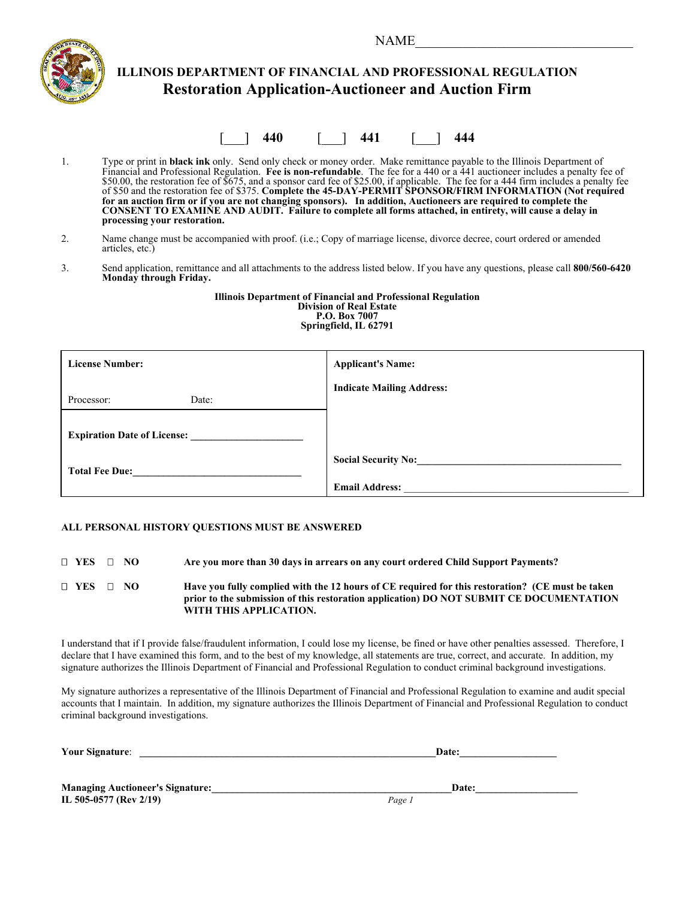NAME_________________________________

**ILLINOIS DEPARTMENT OF FINANCIAL AND PROFESSIONAL REGULATION**

# Restoration Application-Auctioneer and Auction Firm

[___] **440**    [___] **441**    [___] **444**

1. Type or print in **black ink** only. Send only check or money order. Make remittance payable to the Illinois Department of Financial and Professional Regulation. **Fee is non-refundable**. The fee for a 440 or a 441 auctioneer includes a penalty fee of $50.00, the restoration fee of $675, and a sponsor card fee of $25.00, if applicable. The fee for a 444 firm includes a penalty fee of $50 and the restoration fee of $375. **Complete the 45-DAY-PERMIT SPONSOR/FIRM INFORMATION (Not required for an auction firm or if you are not changing sponsors). In addition, Auctioneers are required to complete the CONSENT TO EXAMINE AND AUDIT. Failure to complete all forms attached, in entirety, will cause a delay in processing your restoration.**

2. Name change must be accompanied with proof. (i.e.; Copy of marriage license, divorce decree, court ordered or amended articles, etc.)

3. Send application, remittance and all attachments to the address listed below. If you have any questions, please call **800/560-6420 Monday through Friday.**

**Illinois Department of Financial and Professional Regulation**
**Division of Real Estate**
**P.O. Box 7007**
**Springfield, IL 62791**

| | |
|---|---|
| **License Number:**<br><br>Processor: Date: | **Applicant's Name:**<br><br>**Indicate Mailing Address:** |
| **Expiration Date of License:** ____________________<br><br>**Total Fee Due:** ______________________________ | **Social Security No:** ____________________________________<br><br>**Email Address:** _________________________________________ |

**ALL PERSONAL HISTORY QUESTIONS MUST BE ANSWERED**

☐ **YES** ☐ **NO** **Are you more than 30 days in arrears on any court ordered Child Support Payments?**

☐ **YES** ☐ **NO** **Have you fully complied with the 12 hours of CE required for this restoration? (CE must be taken prior to the submission of this restoration application) DO NOT SUBMIT CE DOCUMENTATION WITH THIS APPLICATION.**

I understand that if I provide false/fraudulent information, I could lose my license, be fined or have other penalties assessed. Therefore, I declare that I have examined this form, and to the best of my knowledge, all statements are true, correct, and accurate. In addition, my signature authorizes the Illinois Department of Financial and Professional Regulation to conduct criminal background investigations.

My signature authorizes a representative of the Illinois Department of Financial and Professional Regulation to examine and audit special accounts that I maintain. In addition, my signature authorizes the Illinois Department of Financial and Professional Regulation to conduct criminal background investigations.

**Your Signature**: ___________________________________________________________**Date:**__________________

**Managing Auctioneer's Signature:**_______________________________________________**Date:**___________________

**IL 505-0577 (Rev 2/19)**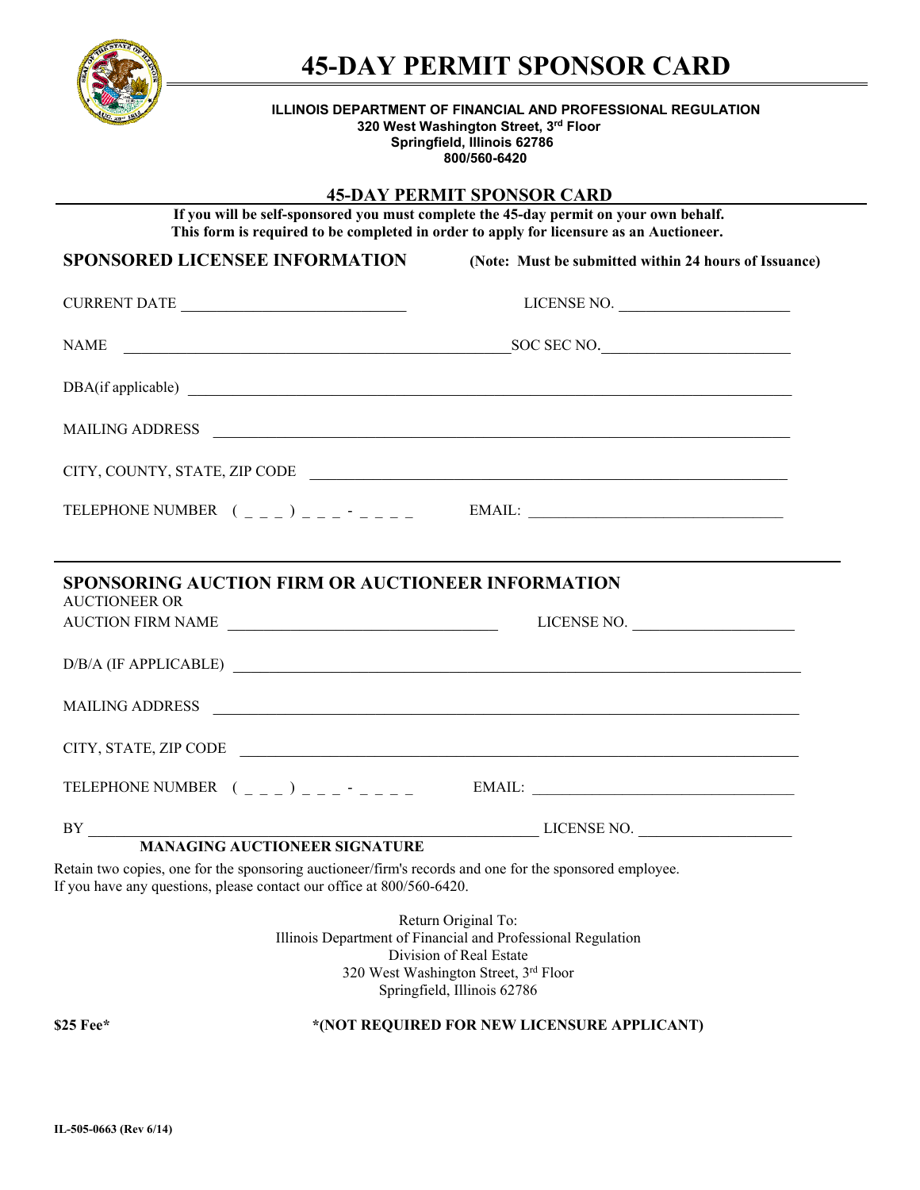# 45-DAY PERMIT SPONSOR CARD

**ILLINOIS DEPARTMENT OF FINANCIAL AND PROFESSIONAL REGULATION**
**320 West Washington Street, 3rd Floor**
**Springfield, Illinois 62786**
**800/560-6420**

## 45-DAY PERMIT SPONSOR CARD

**If you will be self-sponsored you must complete the 45-day permit on your own behalf.**
**This form is required to be completed in order to apply for licensure as an Auctioneer.**

### SPONSORED LICENSEE INFORMATION

**(Note: Must be submitted within 24 hours of Issuance)**

CURRENT DATE ____________________________ LICENSE NO. ______________________

NAME ________________________________________________ SOC SEC NO. ________________________

DBA(if applicable) ______________________________________________________________________________

MAILING ADDRESS ________________________________________________________________________

CITY, COUNTY, STATE, ZIP CODE __________________________________________________________

TELEPHONE NUMBER ( _ _ _ ) _ _ _ - _ _ _ _ EMAIL: ________________________________

### SPONSORING AUCTION FIRM OR AUCTIONEER INFORMATION

AUCTIONEER OR
AUCTION FIRM NAME __________________________________ LICENSE NO. ____________________

D/B/A (IF APPLICABLE) ___________________________________________________________________________

MAILING ADDRESS ________________________________________________________________________

CITY, STATE, ZIP CODE __________________________________________________________________________

TELEPHONE NUMBER ( _ _ _ ) _ _ _ - _ _ _ _ EMAIL: __________________________________

BY _______________________________________________________ LICENSE NO. ____________________
**MANAGING AUCTIONEER SIGNATURE**

Retain two copies, one for the sponsoring auctioneer/firm's records and one for the sponsored employee.
If you have any questions, please contact our office at 800/560-6420.

Return Original To:
Illinois Department of Financial and Professional Regulation
Division of Real Estate
320 West Washington Street, 3rd Floor
Springfield, Illinois 62786

**$25 Fee*** **\*(NOT REQUIRED FOR NEW LICENSURE APPLICANT)**

**IL-505-0663 (Rev 6/14)**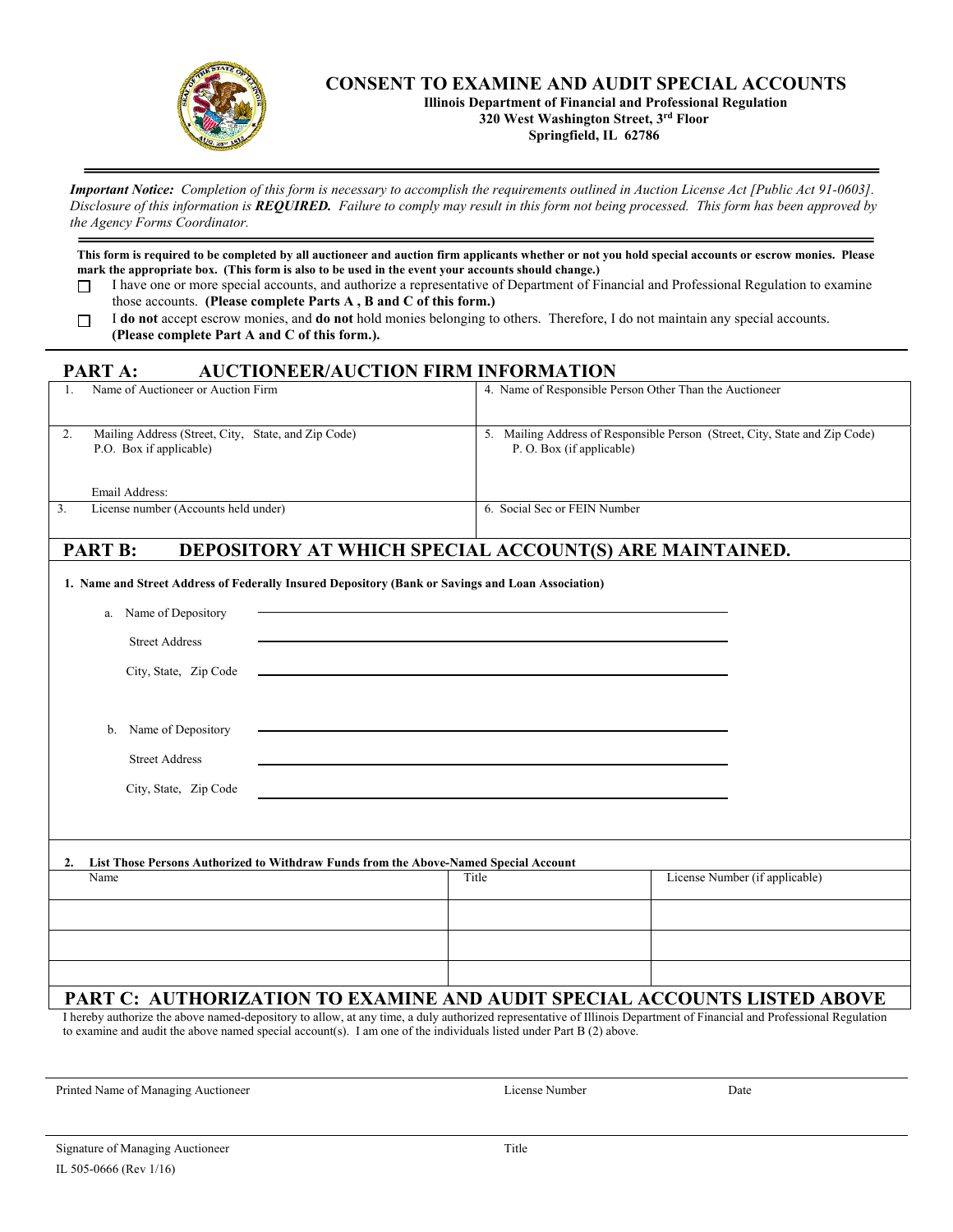# CONSENT TO EXAMINE AND AUDIT SPECIAL ACCOUNTS

**Illinois Department of Financial and Professional Regulation**
**320 West Washington Street, 3rd Floor**
**Springfield, IL 62786**

***Important Notice:*** *Completion of this form is necessary to accomplish the requirements outlined in Auction License Act [Public Act 91-0603]. Disclosure of this information is* ***REQUIRED.*** *Failure to comply may result in this form not being processed. This form has been approved by the Agency Forms Coordinator.*

**This form is required to be completed by all auctioneer and auction firm applicants whether or not you hold special accounts or escrow monies. Please mark the appropriate box. (This form is also to be used in the event your accounts should change.)**

☐ I have one or more special accounts, and authorize a representative of Department of Financial and Professional Regulation to examine those accounts. **(Please complete Parts A , B and C of this form.)**

☐ I **do not** accept escrow monies, and **do not** hold monies belonging to others. Therefore, I do not maintain any special accounts. **(Please complete Part A and C of this form.).**

## PART A: AUCTIONEER/AUCTION FIRM INFORMATION

| | |
|---|---|
| 1. Name of Auctioneer or Auction Firm | 4. Name of Responsible Person Other Than the Auctioneer |
| 2. Mailing Address (Street, City, State, and Zip Code) P.O. Box if applicable)<br><br>Email Address: | 5. Mailing Address of Responsible Person (Street, City, State and Zip Code) P. O. Box (if applicable) |
| 3. License number (Accounts held under) | 6. Social Sec or FEIN Number |

## PART B: DEPOSITORY AT WHICH SPECIAL ACCOUNT(S) ARE MAINTAINED.

**1. Name and Street Address of Federally Insured Depository (Bank or Savings and Loan Association)**

a. Name of Depository ______________________________

Street Address ______________________________

City, State, Zip Code ______________________________

b. Name of Depository ______________________________

Street Address ______________________________

City, State, Zip Code ______________________________

**2. List Those Persons Authorized to Withdraw Funds from the Above-Named Special Account**

| Name | Title | License Number (if applicable) |
|---|---|---|
| | | |
| | | |
| | | |

## PART C: AUTHORIZATION TO EXAMINE AND AUDIT SPECIAL ACCOUNTS LISTED ABOVE

I hereby authorize the above named-depository to allow, at any time, a duly authorized representative of Illinois Department of Financial and Professional Regulation to examine and audit the above named special account(s). I am one of the individuals listed under Part B (2) above.

______________________________

Printed Name of Managing Auctioneer | License Number | Date

______________________________

Signature of Managing Auctioneer | Title

IL 505-0666 (Rev 1/16)